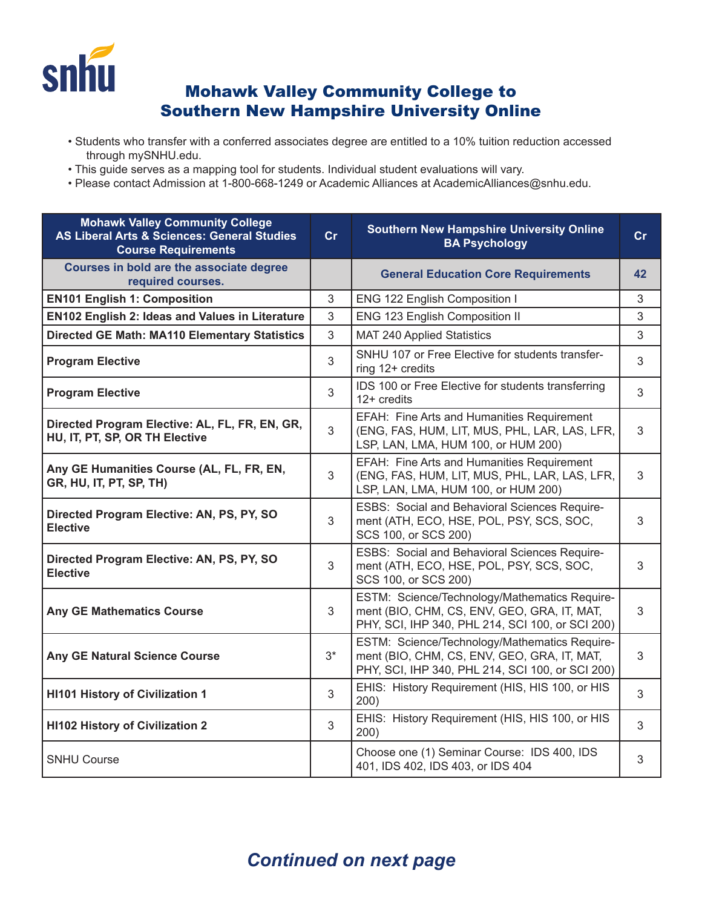# Mohawk Valley Community College to Southern New Hampshire University Online

- Students who transfer with a conferred associates degree are entitled to a 10% tuition reduction accessed through mySNHU.edu.
- This guide serves as a mapping tool for students. Individual student evaluations will vary.
- Please contact Admission at 1-800-668-1249 or Academic Alliances at AcademicAlliances@snhu.edu.

| Mohawk Valley Community College AS Liberal Arts & Sciences: General Studies Course Requirements | Cr | Southern New Hampshire University Online BA Psychology | Cr |
|---|---|---|---|
| **Courses in bold are the associate degree required courses.** | | **General Education Core Requirements** | **42** |
| **EN101 English 1: Composition** | 3 | ENG 122 English Composition I | 3 |
| **EN102 English 2: Ideas and Values in Literature** | 3 | ENG 123 English Composition II | 3 |
| **Directed GE Math: MA110 Elementary Statistics** | 3 | MAT 240 Applied Statistics | 3 |
| **Program Elective** | 3 | SNHU 107 or Free Elective for students transferring 12+ credits | 3 |
| **Program Elective** | 3 | IDS 100 or Free Elective for students transferring 12+ credits | 3 |
| **Directed Program Elective: AL, FL, FR, EN, GR, HU, IT, PT, SP, OR TH Elective** | 3 | EFAH: Fine Arts and Humanities Requirement (ENG, FAS, HUM, LIT, MUS, PHL, LAR, LAS, LFR, LSP, LAN, LMA, HUM 100, or HUM 200) | 3 |
| **Any GE Humanities Course (AL, FL, FR, EN, GR, HU, IT, PT, SP, TH)** | 3 | EFAH: Fine Arts and Humanities Requirement (ENG, FAS, HUM, LIT, MUS, PHL, LAR, LAS, LFR, LSP, LAN, LMA, HUM 100, or HUM 200) | 3 |
| **Directed Program Elective: AN, PS, PY, SO Elective** | 3 | ESBS: Social and Behavioral Sciences Requirement (ATH, ECO, HSE, POL, PSY, SCS, SOC, SCS 100, or SCS 200) | 3 |
| **Directed Program Elective: AN, PS, PY, SO Elective** | 3 | ESBS: Social and Behavioral Sciences Requirement (ATH, ECO, HSE, POL, PSY, SCS, SOC, SCS 100, or SCS 200) | 3 |
| **Any GE Mathematics Course** | 3 | ESTM: Science/Technology/Mathematics Requirement (BIO, CHM, CS, ENV, GEO, GRA, IT, MAT, PHY, SCI, IHP 340, PHL 214, SCI 100, or SCI 200) | 3 |
| **Any GE Natural Science Course** | 3* | ESTM: Science/Technology/Mathematics Requirement (BIO, CHM, CS, ENV, GEO, GRA, IT, MAT, PHY, SCI, IHP 340, PHL 214, SCI 100, or SCI 200) | 3 |
| **HI101 History of Civilization 1** | 3 | EHIS: History Requirement (HIS, HIS 100, or HIS 200) | 3 |
| **HI102 History of Civilization 2** | 3 | EHIS: History Requirement (HIS, HIS 100, or HIS 200) | 3 |
| SNHU Course | | Choose one (1) Seminar Course: IDS 400, IDS 401, IDS 402, IDS 403, or IDS 404 | 3 |

***Continued on next page***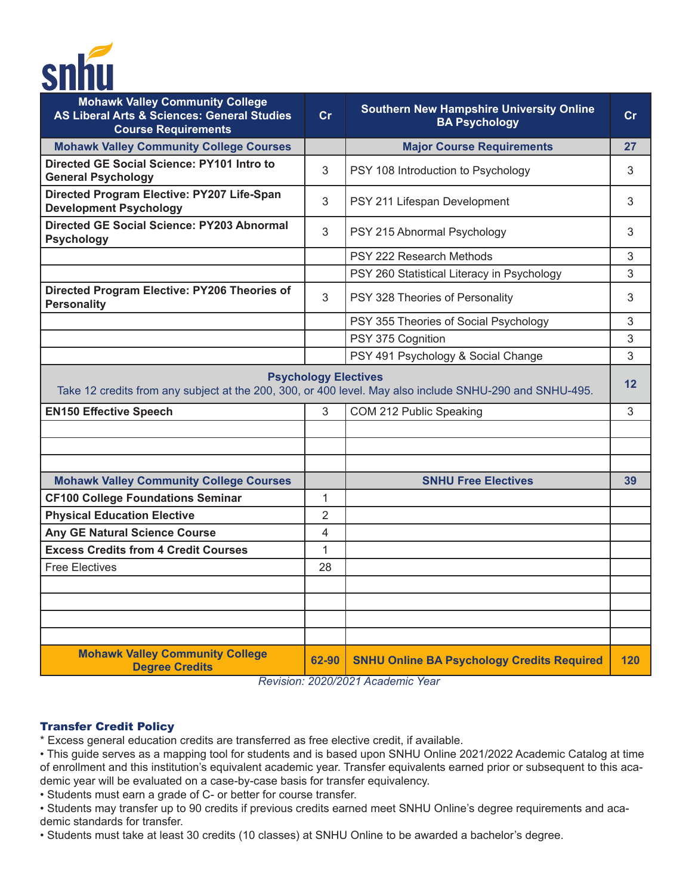snhu

| Mohawk Valley Community College AS Liberal Arts & Sciences: General Studies Course Requirements | Cr | Southern New Hampshire University Online BA Psychology | Cr |
|---|---|---|---|
| **Mohawk Valley Community College Courses** | | **Major Course Requirements** | **27** |
| **Directed GE Social Science: PY101 Intro to General Psychology** | 3 | PSY 108 Introduction to Psychology | 3 |
| **Directed Program Elective: PY207 Life-Span Development Psychology** | 3 | PSY 211 Lifespan Development | 3 |
| **Directed GE Social Science: PY203 Abnormal Psychology** | 3 | PSY 215 Abnormal Psychology | 3 |
| | | PSY 222 Research Methods | 3 |
| | | PSY 260 Statistical Literacy in Psychology | 3 |
| **Directed Program Elective: PY206 Theories of Personality** | 3 | PSY 328 Theories of Personality | 3 |
| | | PSY 355 Theories of Social Psychology | 3 |
| | | PSY 375 Cognition | 3 |
| | | PSY 491 Psychology & Social Change | 3 |
| **Psychology Electives** Take 12 credits from any subject at the 200, 300, or 400 level. May also include SNHU-290 and SNHU-495. | | | **12** |
| **EN150 Effective Speech** | 3 | COM 212 Public Speaking | 3 |
| | | | |
| | | | |
| | | | |
| **Mohawk Valley Community College Courses** | | **SNHU Free Electives** | **39** |
| **CF100 College Foundations Seminar** | 1 | | |
| **Physical Education Elective** | 2 | | |
| **Any GE Natural Science Course** | 4 | | |
| **Excess Credits from 4 Credit Courses** | 1 | | |
| Free Electives | 28 | | |
| | | | |
| | | | |
| | | | |
| | | | |
| **Mohawk Valley Community College Degree Credits** | **62-90** | **SNHU Online BA Psychology Credits Required** | **120** |

*Revision: 2020/2021 Academic Year*

### Transfer Credit Policy

* Excess general education credits are transferred as free elective credit, if available.
- This guide serves as a mapping tool for students and is based upon SNHU Online 2021/2022 Academic Catalog at time of enrollment and this institution's equivalent academic year. Transfer equivalents earned prior or subsequent to this academic year will be evaluated on a case-by-case basis for transfer equivalency.
- Students must earn a grade of C- or better for course transfer.
- Students may transfer up to 90 credits if previous credits earned meet SNHU Online's degree requirements and academic standards for transfer.
- Students must take at least 30 credits (10 classes) at SNHU Online to be awarded a bachelor's degree.